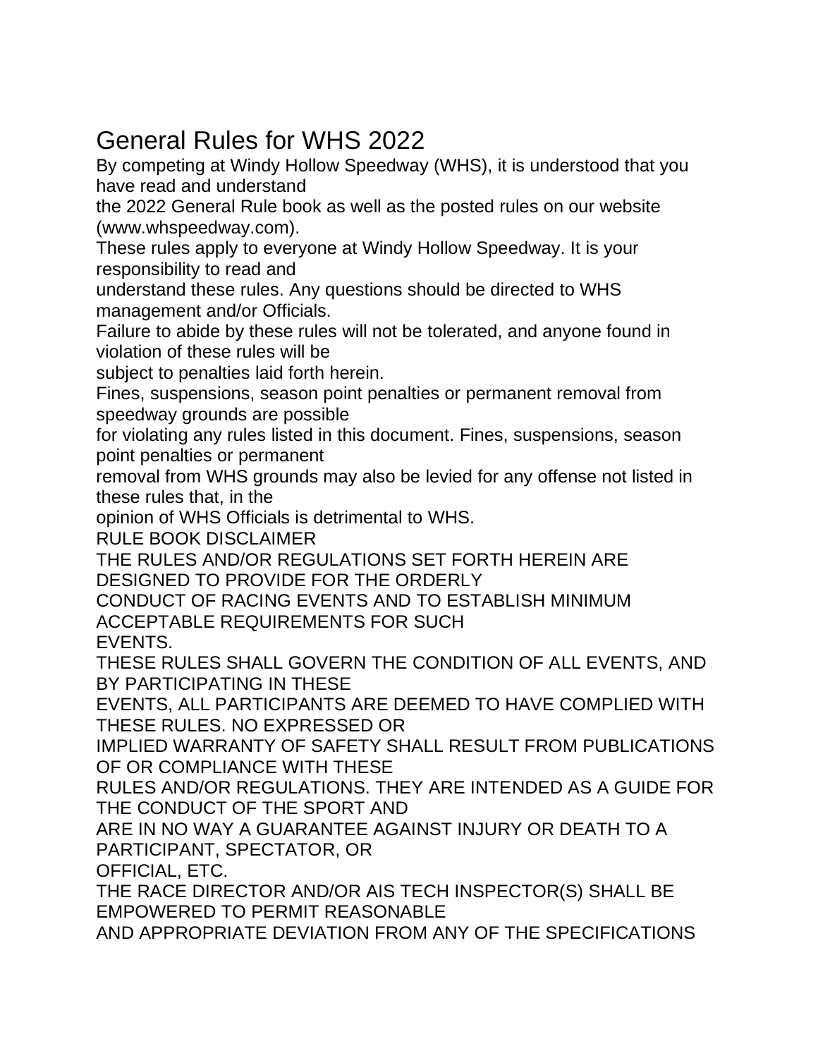# General Rules for WHS 2022

By competing at Windy Hollow Speedway (WHS), it is understood that you have read and understand the 2022 General Rule book as well as the posted rules on our website (www.whspeedway.com).

These rules apply to everyone at Windy Hollow Speedway. It is your responsibility to read and understand these rules. Any questions should be directed to WHS management and/or Officials.

Failure to abide by these rules will not be tolerated, and anyone found in violation of these rules will be subject to penalties laid forth herein.

Fines, suspensions, season point penalties or permanent removal from speedway grounds are possible for violating any rules listed in this document. Fines, suspensions, season point penalties or permanent removal from WHS grounds may also be levied for any offense not listed in these rules that, in the opinion of WHS Officials is detrimental to WHS.

RULE BOOK DISCLAIMER

THE RULES AND/OR REGULATIONS SET FORTH HEREIN ARE DESIGNED TO PROVIDE FOR THE ORDERLY CONDUCT OF RACING EVENTS AND TO ESTABLISH MINIMUM ACCEPTABLE REQUIREMENTS FOR SUCH EVENTS.

THESE RULES SHALL GOVERN THE CONDITION OF ALL EVENTS, AND BY PARTICIPATING IN THESE EVENTS, ALL PARTICIPANTS ARE DEEMED TO HAVE COMPLIED WITH THESE RULES. NO EXPRESSED OR IMPLIED WARRANTY OF SAFETY SHALL RESULT FROM PUBLICATIONS OF OR COMPLIANCE WITH THESE RULES AND/OR REGULATIONS. THEY ARE INTENDED AS A GUIDE FOR THE CONDUCT OF THE SPORT AND ARE IN NO WAY A GUARANTEE AGAINST INJURY OR DEATH TO A PARTICIPANT, SPECTATOR, OR OFFICIAL, ETC.

THE RACE DIRECTOR AND/OR AIS TECH INSPECTOR(S) SHALL BE EMPOWERED TO PERMIT REASONABLE AND APPROPRIATE DEVIATION FROM ANY OF THE SPECIFICATIONS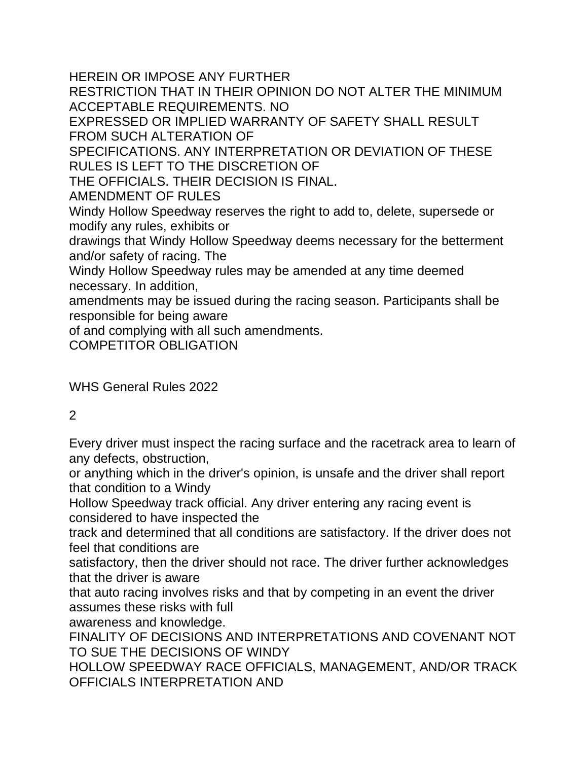HEREIN OR IMPOSE ANY FURTHER RESTRICTION THAT IN THEIR OPINION DO NOT ALTER THE MINIMUM ACCEPTABLE REQUIREMENTS. NO EXPRESSED OR IMPLIED WARRANTY OF SAFETY SHALL RESULT FROM SUCH ALTERATION OF SPECIFICATIONS. ANY INTERPRETATION OR DEVIATION OF THESE RULES IS LEFT TO THE DISCRETION OF THE OFFICIALS. THEIR DECISION IS FINAL.

## AMENDMENT OF RULES

Windy Hollow Speedway reserves the right to add to, delete, supersede or modify any rules, exhibits or drawings that Windy Hollow Speedway deems necessary for the betterment and/or safety of racing. The Windy Hollow Speedway rules may be amended at any time deemed necessary. In addition, amendments may be issued during the racing season. Participants shall be responsible for being aware of and complying with all such amendments.

## COMPETITOR OBLIGATION

Every driver must inspect the racing surface and the racetrack area to learn of any defects, obstruction, or anything which in the driver's opinion, is unsafe and the driver shall report that condition to a Windy Hollow Speedway track official. Any driver entering any racing event is considered to have inspected the track and determined that all conditions are satisfactory. If the driver does not feel that conditions are satisfactory, then the driver should not race. The driver further acknowledges that the driver is aware that auto racing involves risks and that by competing in an event the driver assumes these risks with full awareness and knowledge.

## FINALITY OF DECISIONS AND INTERPRETATIONS AND COVENANT NOT TO SUE

THE DECISIONS OF WINDY HOLLOW SPEEDWAY RACE OFFICIALS, MANAGEMENT, AND/OR TRACK OFFICIALS INTERPRETATION AND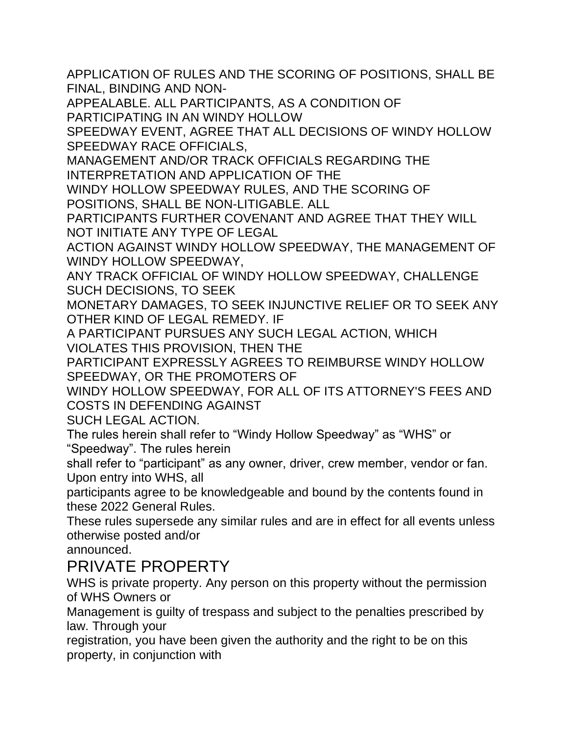APPLICATION OF RULES AND THE SCORING OF POSITIONS, SHALL BE FINAL, BINDING AND NON-APPEALABLE. ALL PARTICIPANTS, AS A CONDITION OF PARTICIPATING IN AN WINDY HOLLOW SPEEDWAY EVENT, AGREE THAT ALL DECISIONS OF WINDY HOLLOW SPEEDWAY RACE OFFICIALS, MANAGEMENT AND/OR TRACK OFFICIALS REGARDING THE INTERPRETATION AND APPLICATION OF THE WINDY HOLLOW SPEEDWAY RULES, AND THE SCORING OF POSITIONS, SHALL BE NON-LITIGABLE. ALL PARTICIPANTS FURTHER COVENANT AND AGREE THAT THEY WILL NOT INITIATE ANY TYPE OF LEGAL ACTION AGAINST WINDY HOLLOW SPEEDWAY, THE MANAGEMENT OF WINDY HOLLOW SPEEDWAY, ANY TRACK OFFICIAL OF WINDY HOLLOW SPEEDWAY, CHALLENGE SUCH DECISIONS, TO SEEK MONETARY DAMAGES, TO SEEK INJUNCTIVE RELIEF OR TO SEEK ANY OTHER KIND OF LEGAL REMEDY. IF A PARTICIPANT PURSUES ANY SUCH LEGAL ACTION, WHICH VIOLATES THIS PROVISION, THEN THE PARTICIPANT EXPRESSLY AGREES TO REIMBURSE WINDY HOLLOW SPEEDWAY, OR THE PROMOTERS OF WINDY HOLLOW SPEEDWAY, FOR ALL OF ITS ATTORNEY'S FEES AND COSTS IN DEFENDING AGAINST SUCH LEGAL ACTION.

The rules herein shall refer to “Windy Hollow Speedway” as “WHS” or “Speedway”. The rules herein shall refer to “participant” as any owner, driver, crew member, vendor or fan. Upon entry into WHS, all participants agree to be knowledgeable and bound by the contents found in these 2022 General Rules.

These rules supersede any similar rules and are in effect for all events unless otherwise posted and/or announced.

## PRIVATE PROPERTY

WHS is private property. Any person on this property without the permission of WHS Owners or Management is guilty of trespass and subject to the penalties prescribed by law. Through your registration, you have been given the authority and the right to be on this property, in conjunction with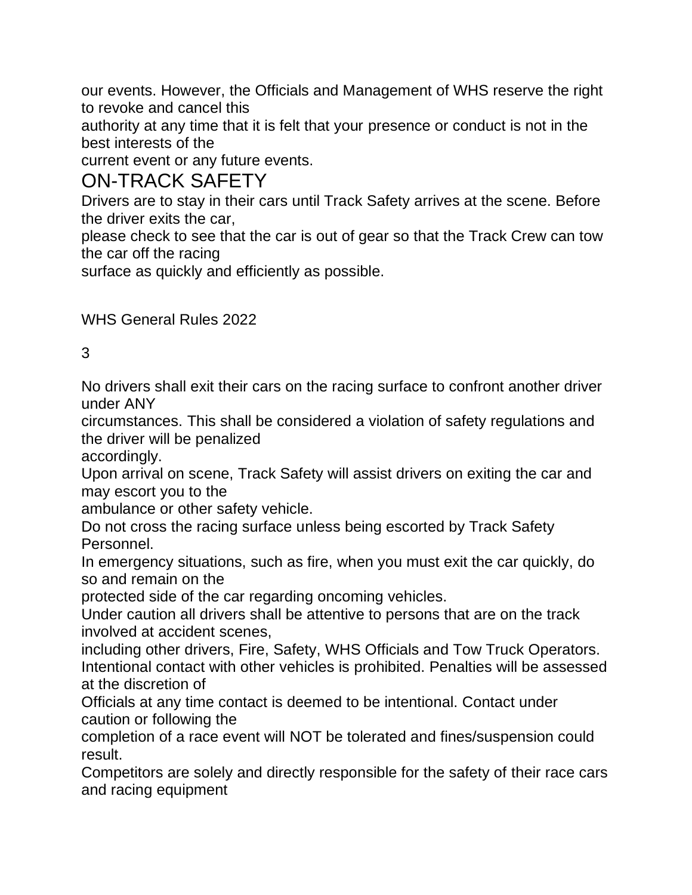our events. However, the Officials and Management of WHS reserve the right to revoke and cancel this authority at any time that it is felt that your presence or conduct is not in the best interests of the current event or any future events.

## ON-TRACK SAFETY

Drivers are to stay in their cars until Track Safety arrives at the scene. Before the driver exits the car, please check to see that the car is out of gear so that the Track Crew can tow the car off the racing surface as quickly and efficiently as possible.

No drivers shall exit their cars on the racing surface to confront another driver under ANY circumstances. This shall be considered a violation of safety regulations and the driver will be penalized accordingly.

Upon arrival on scene, Track Safety will assist drivers on exiting the car and may escort you to the ambulance or other safety vehicle.

Do not cross the racing surface unless being escorted by Track Safety Personnel.

In emergency situations, such as fire, when you must exit the car quickly, do so and remain on the protected side of the car regarding oncoming vehicles.

Under caution all drivers shall be attentive to persons that are on the track involved at accident scenes, including other drivers, Fire, Safety, WHS Officials and Tow Truck Operators.

Intentional contact with other vehicles is prohibited. Penalties will be assessed at the discretion of Officials at any time contact is deemed to be intentional. Contact under caution or following the completion of a race event will NOT be tolerated and fines/suspension could result.

Competitors are solely and directly responsible for the safety of their race cars and racing equipment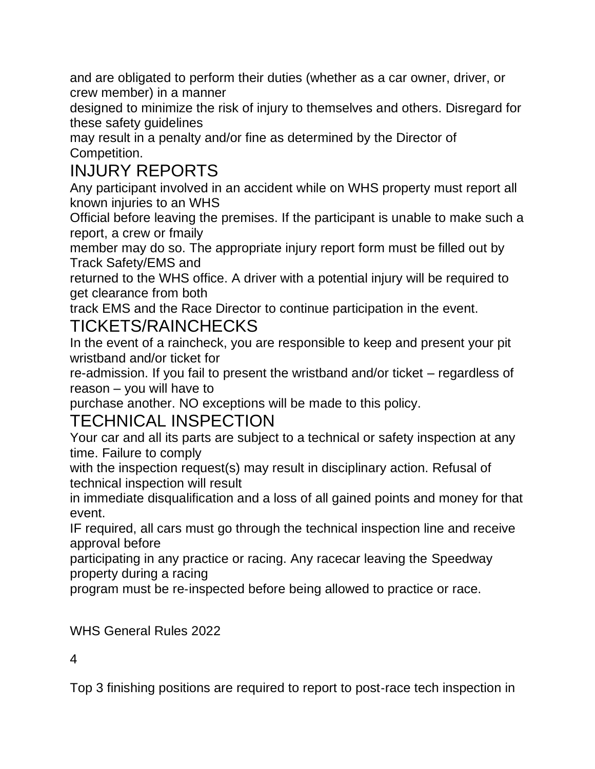and are obligated to perform their duties (whether as a car owner, driver, or crew member) in a manner designed to minimize the risk of injury to themselves and others. Disregard for these safety guidelines may result in a penalty and/or fine as determined by the Director of Competition.

## INJURY REPORTS

Any participant involved in an accident while on WHS property must report all known injuries to an WHS Official before leaving the premises. If the participant is unable to make such a report, a crew or fmaily member may do so. The appropriate injury report form must be filled out by Track Safety/EMS and returned to the WHS office. A driver with a potential injury will be required to get clearance from both track EMS and the Race Director to continue participation in the event.

## TICKETS/RAINCHECKS

In the event of a raincheck, you are responsible to keep and present your pit wristband and/or ticket for re-admission. If you fail to present the wristband and/or ticket – regardless of reason – you will have to purchase another. NO exceptions will be made to this policy.

## TECHNICAL INSPECTION

Your car and all its parts are subject to a technical or safety inspection at any time. Failure to comply with the inspection request(s) may result in disciplinary action. Refusal of technical inspection will result in immediate disqualification and a loss of all gained points and money for that event.

IF required, all cars must go through the technical inspection line and receive approval before participating in any practice or racing. Any racecar leaving the Speedway property during a racing program must be re-inspected before being allowed to practice or race.

Top 3 finishing positions are required to report to post-race tech inspection in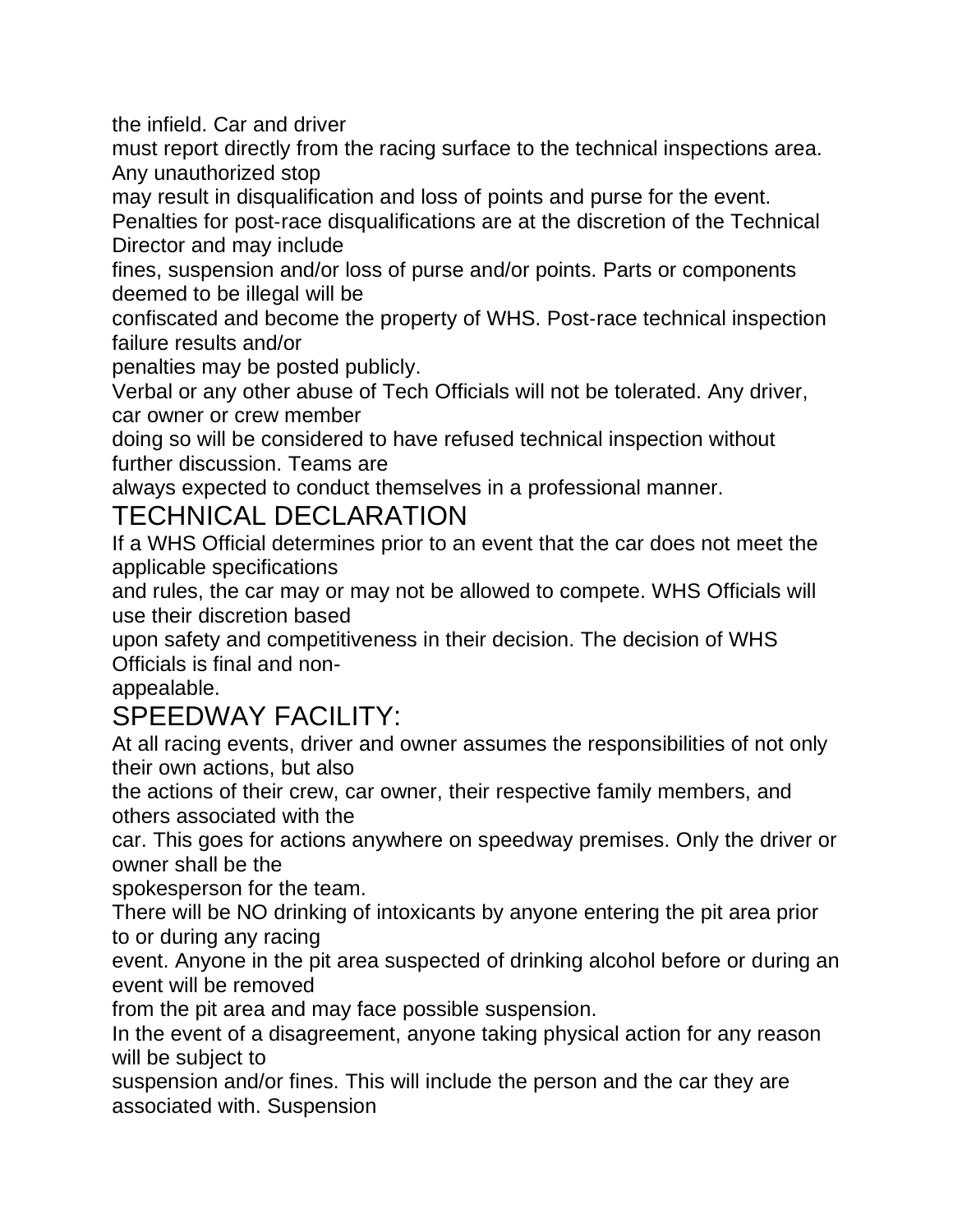the infield. Car and driver must report directly from the racing surface to the technical inspections area. Any unauthorized stop may result in disqualification and loss of points and purse for the event. Penalties for post-race disqualifications are at the discretion of the Technical Director and may include fines, suspension and/or loss of purse and/or points. Parts or components deemed to be illegal will be confiscated and become the property of WHS. Post-race technical inspection failure results and/or penalties may be posted publicly.

Verbal or any other abuse of Tech Officials will not be tolerated. Any driver, car owner or crew member doing so will be considered to have refused technical inspection without further discussion. Teams are always expected to conduct themselves in a professional manner.

## TECHNICAL DECLARATION

If a WHS Official determines prior to an event that the car does not meet the applicable specifications and rules, the car may or may not be allowed to compete. WHS Officials will use their discretion based upon safety and competitiveness in their decision. The decision of WHS Officials is final and non-appealable.

## SPEEDWAY FACILITY:

At all racing events, driver and owner assumes the responsibilities of not only their own actions, but also the actions of their crew, car owner, their respective family members, and others associated with the car. This goes for actions anywhere on speedway premises. Only the driver or owner shall be the spokesperson for the team.

There will be NO drinking of intoxicants by anyone entering the pit area prior to or during any racing event. Anyone in the pit area suspected of drinking alcohol before or during an event will be removed from the pit area and may face possible suspension.

In the event of a disagreement, anyone taking physical action for any reason will be subject to suspension and/or fines. This will include the person and the car they are associated with. Suspension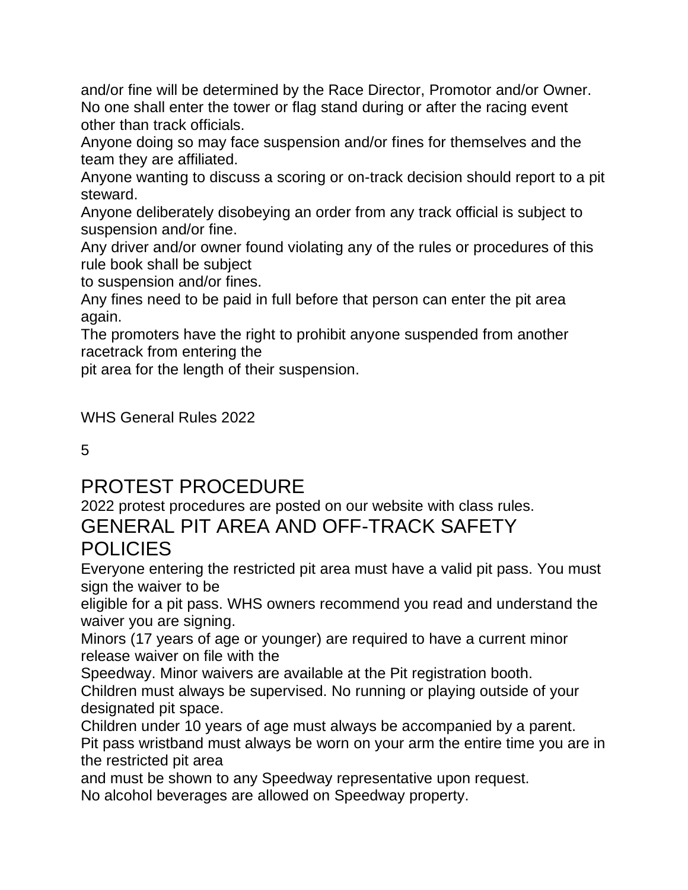and/or fine will be determined by the Race Director, Promotor and/or Owner.
No one shall enter the tower or flag stand during or after the racing event other than track officials.
Anyone doing so may face suspension and/or fines for themselves and the team they are affiliated.
Anyone wanting to discuss a scoring or on-track decision should report to a pit steward.
Anyone deliberately disobeying an order from any track official is subject to suspension and/or fine.
Any driver and/or owner found violating any of the rules or procedures of this rule book shall be subject
to suspension and/or fines.
Any fines need to be paid in full before that person can enter the pit area again.
The promoters have the right to prohibit anyone suspended from another racetrack from entering the
pit area for the length of their suspension.

## PROTEST PROCEDURE

2022 protest procedures are posted on our website with class rules.

## GENERAL PIT AREA AND OFF-TRACK SAFETY POLICIES

Everyone entering the restricted pit area must have a valid pit pass. You must sign the waiver to be
eligible for a pit pass. WHS owners recommend you read and understand the waiver you are signing.
Minors (17 years of age or younger) are required to have a current minor release waiver on file with the
Speedway. Minor waivers are available at the Pit registration booth.
Children must always be supervised. No running or playing outside of your designated pit space.
Children under 10 years of age must always be accompanied by a parent.
Pit pass wristband must always be worn on your arm the entire time you are in the restricted pit area
and must be shown to any Speedway representative upon request.
No alcohol beverages are allowed on Speedway property.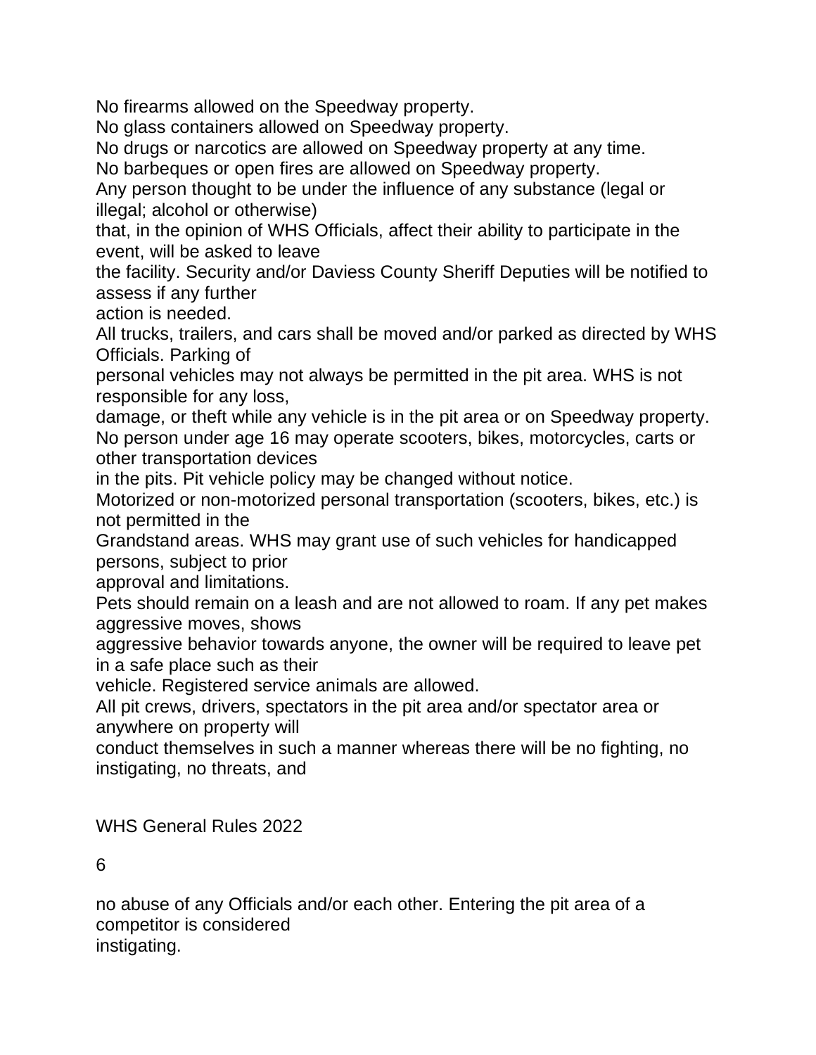No firearms allowed on the Speedway property.
No glass containers allowed on Speedway property.
No drugs or narcotics are allowed on Speedway property at any time.
No barbeques or open fires are allowed on Speedway property.
Any person thought to be under the influence of any substance (legal or illegal; alcohol or otherwise) that, in the opinion of WHS Officials, affect their ability to participate in the event, will be asked to leave the facility. Security and/or Daviess County Sheriff Deputies will be notified to assess if any further action is needed.
All trucks, trailers, and cars shall be moved and/or parked as directed by WHS Officials. Parking of personal vehicles may not always be permitted in the pit area. WHS is not responsible for any loss, damage, or theft while any vehicle is in the pit area or on Speedway property.
No person under age 16 may operate scooters, bikes, motorcycles, carts or other transportation devices in the pits. Pit vehicle policy may be changed without notice.
Motorized or non-motorized personal transportation (scooters, bikes, etc.) is not permitted in the Grandstand areas. WHS may grant use of such vehicles for handicapped persons, subject to prior approval and limitations.
Pets should remain on a leash and are not allowed to roam. If any pet makes aggressive moves, shows aggressive behavior towards anyone, the owner will be required to leave pet in a safe place such as their vehicle. Registered service animals are allowed.
All pit crews, drivers, spectators in the pit area and/or spectator area or anywhere on property will conduct themselves in such a manner whereas there will be no fighting, no instigating, no threats, and no abuse of any Officials and/or each other. Entering the pit area of a competitor is considered instigating.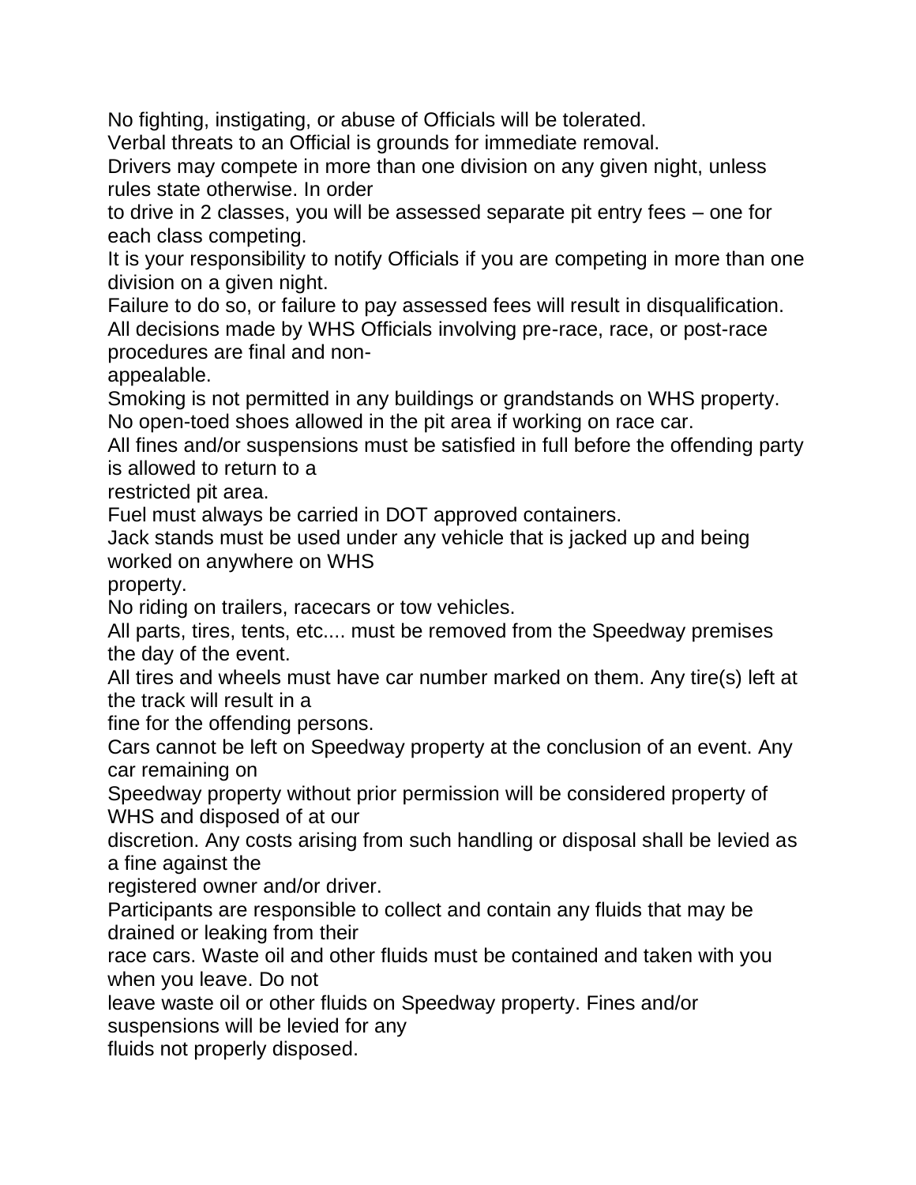No fighting, instigating, or abuse of Officials will be tolerated.

Verbal threats to an Official is grounds for immediate removal.

Drivers may compete in more than one division on any given night, unless rules state otherwise. In order to drive in 2 classes, you will be assessed separate pit entry fees – one for each class competing.

It is your responsibility to notify Officials if you are competing in more than one division on a given night.

Failure to do so, or failure to pay assessed fees will result in disqualification.

All decisions made by WHS Officials involving pre-race, race, or post-race procedures are final and non-appealable.

Smoking is not permitted in any buildings or grandstands on WHS property.

No open-toed shoes allowed in the pit area if working on race car.

All fines and/or suspensions must be satisfied in full before the offending party is allowed to return to a restricted pit area.

Fuel must always be carried in DOT approved containers.

Jack stands must be used under any vehicle that is jacked up and being worked on anywhere on WHS property.

No riding on trailers, racecars or tow vehicles.

All parts, tires, tents, etc.... must be removed from the Speedway premises the day of the event.

All tires and wheels must have car number marked on them. Any tire(s) left at the track will result in a fine for the offending persons.

Cars cannot be left on Speedway property at the conclusion of an event. Any car remaining on Speedway property without prior permission will be considered property of WHS and disposed of at our discretion. Any costs arising from such handling or disposal shall be levied as a fine against the registered owner and/or driver.

Participants are responsible to collect and contain any fluids that may be drained or leaking from their race cars. Waste oil and other fluids must be contained and taken with you when you leave. Do not leave waste oil or other fluids on Speedway property. Fines and/or suspensions will be levied for any fluids not properly disposed.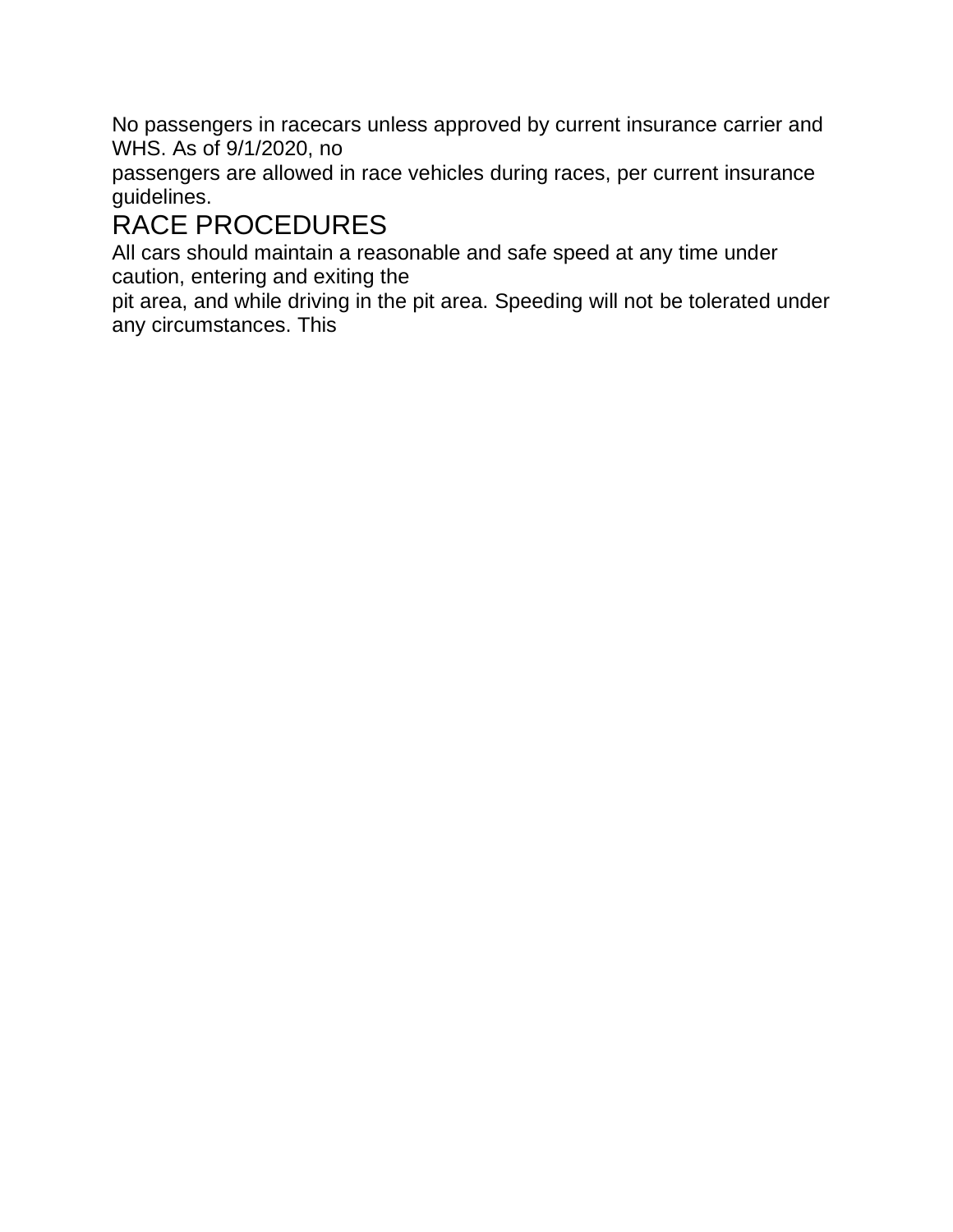No passengers in racecars unless approved by current insurance carrier and WHS. As of 9/1/2020, no passengers are allowed in race vehicles during races, per current insurance guidelines.

## RACE PROCEDURES

All cars should maintain a reasonable and safe speed at any time under caution, entering and exiting the pit area, and while driving in the pit area. Speeding will not be tolerated under any circumstances. This